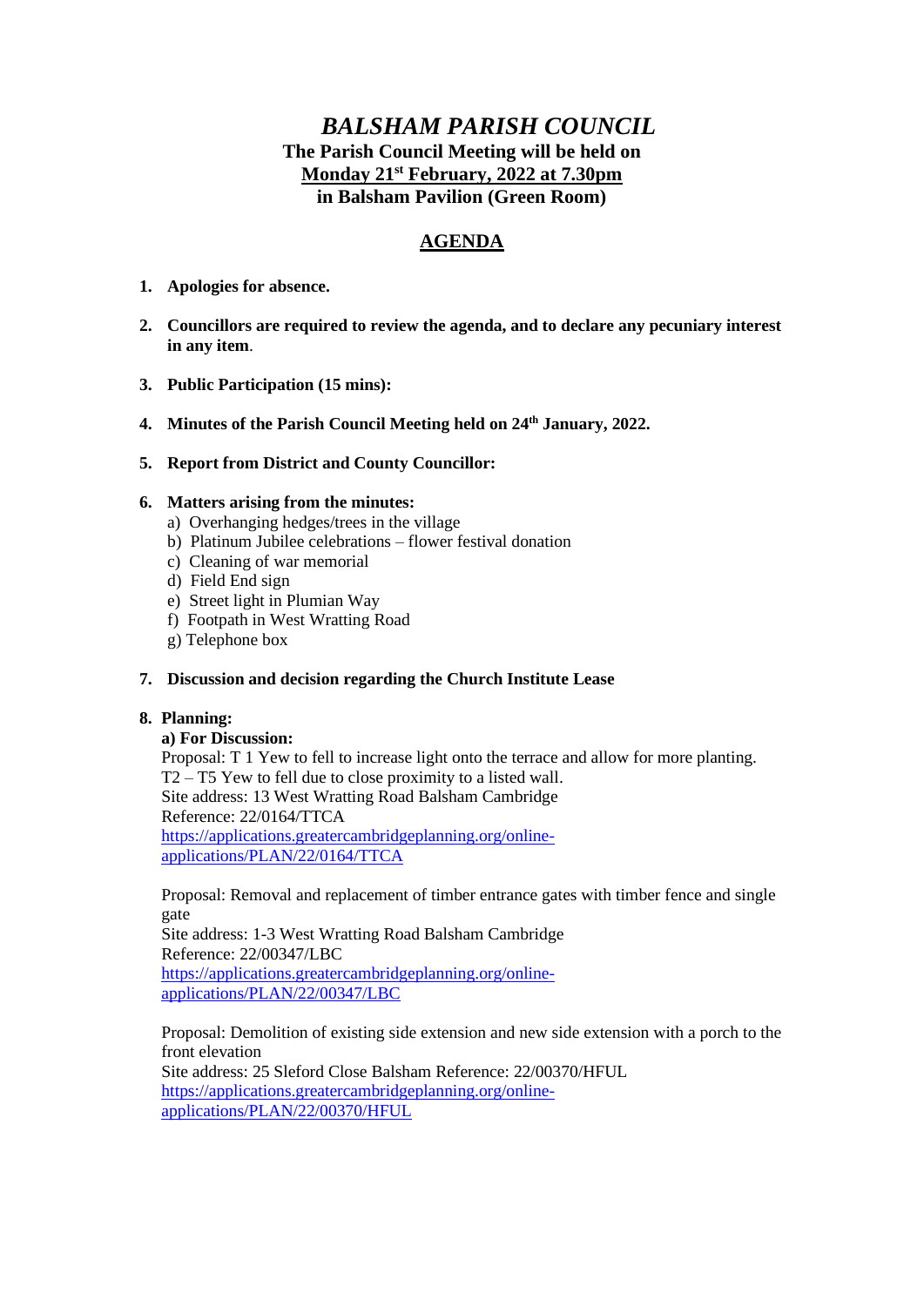# *BALSHAM PARISH COUNCIL*

**The Parish Council Meeting will be held on**
**Monday 21st February, 2022 at 7.30pm**
**in Balsham Pavilion (Green Room)**

## AGENDA

1. **Apologies for absence.**

2. **Councillors are required to review the agenda, and to declare any pecuniary interest in any item**.

3. **Public Participation (15 mins):**

4. **Minutes of the Parish Council Meeting held on 24th January, 2022.**

5. **Report from District and County Councillor:**

6. **Matters arising from the minutes:**
   a) Overhanging hedges/trees in the village
   b) Platinum Jubilee celebrations – flower festival donation
   c) Cleaning of war memorial
   d) Field End sign
   e) Street light in Plumian Way
   f) Footpath in West Wratting Road
   g) Telephone box

7. **Discussion and decision regarding the Church Institute Lease**

8. **Planning:**

   **a) For Discussion:**

   Proposal: T 1 Yew to fell to increase light onto the terrace and allow for more planting. T2 – T5 Yew to fell due to close proximity to a listed wall.
   Site address: 13 West Wratting Road Balsham Cambridge
   Reference: 22/0164/TTCA
   https://applications.greatercambridgeplanning.org/online-applications/PLAN/22/0164/TTCA

   Proposal: Removal and replacement of timber entrance gates with timber fence and single gate
   Site address: 1-3 West Wratting Road Balsham Cambridge
   Reference: 22/00347/LBC
   https://applications.greatercambridgeplanning.org/online-applications/PLAN/22/00347/LBC

   Proposal: Demolition of existing side extension and new side extension with a porch to the front elevation
   Site address: 25 Sleford Close Balsham Reference: 22/00370/HFUL
   https://applications.greatercambridgeplanning.org/online-applications/PLAN/22/00370/HFUL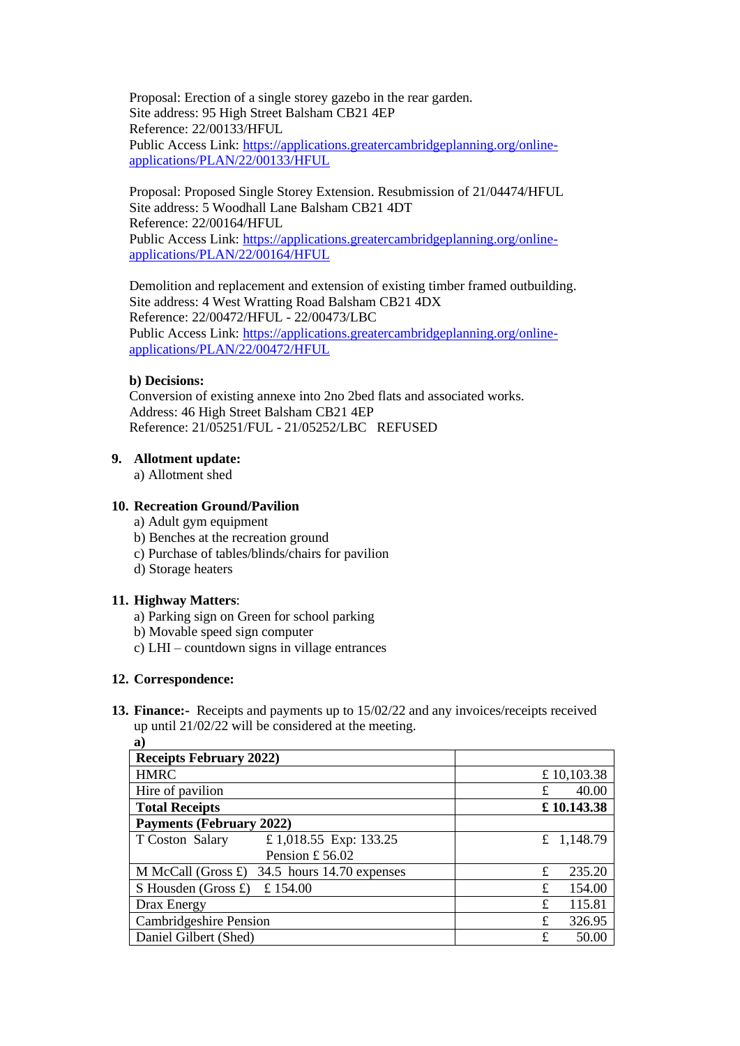Proposal: Erection of a single storey gazebo in the rear garden.
Site address: 95 High Street Balsham CB21 4EP
Reference: 22/00133/HFUL
Public Access Link: https://applications.greatercambridgeplanning.org/online-applications/PLAN/22/00133/HFUL

Proposal: Proposed Single Storey Extension. Resubmission of 21/04474/HFUL
Site address: 5 Woodhall Lane Balsham CB21 4DT
Reference: 22/00164/HFUL
Public Access Link: https://applications.greatercambridgeplanning.org/online-applications/PLAN/22/00164/HFUL

Demolition and replacement and extension of existing timber framed outbuilding.
Site address: 4 West Wratting Road Balsham CB21 4DX
Reference: 22/00472/HFUL - 22/00473/LBC
Public Access Link: https://applications.greatercambridgeplanning.org/online-applications/PLAN/22/00472/HFUL

**b) Decisions:**
Conversion of existing annexe into 2no 2bed flats and associated works.
Address: 46 High Street Balsham CB21 4EP
Reference: 21/05251/FUL - 21/05252/LBC REFUSED

9. **Allotment update:**
   a) Allotment shed

10. **Recreation Ground/Pavilion**
    a) Adult gym equipment
    b) Benches at the recreation ground
    c) Purchase of tables/blinds/chairs for pavilion
    d) Storage heaters

11. **Highway Matters**:
    a) Parking sign on Green for school parking
    b) Movable speed sign computer
    c) LHI – countdown signs in village entrances

12. **Correspondence:**

13. **Finance:-** Receipts and payments up to 15/02/22 and any invoices/receipts received up until 21/02/22 will be considered at the meeting.

**a)**

| **Receipts February 2022)** | |
|---|---|
| HMRC | £ 10,103.38 |
| Hire of pavilion | £ 40.00 |
| **Total Receipts** | **£ 10.143.38** |
| **Payments (February 2022)** | |
| T Coston Salary £ 1,018.55 Exp: 133.25 Pension £ 56.02 | £ 1,148.79 |
| M McCall (Gross £) 34.5 hours 14.70 expenses | £ 235.20 |
| S Housden (Gross £) £ 154.00 | £ 154.00 |
| Drax Energy | £ 115.81 |
| Cambridgeshire Pension | £ 326.95 |
| Daniel Gilbert (Shed) | £ 50.00 |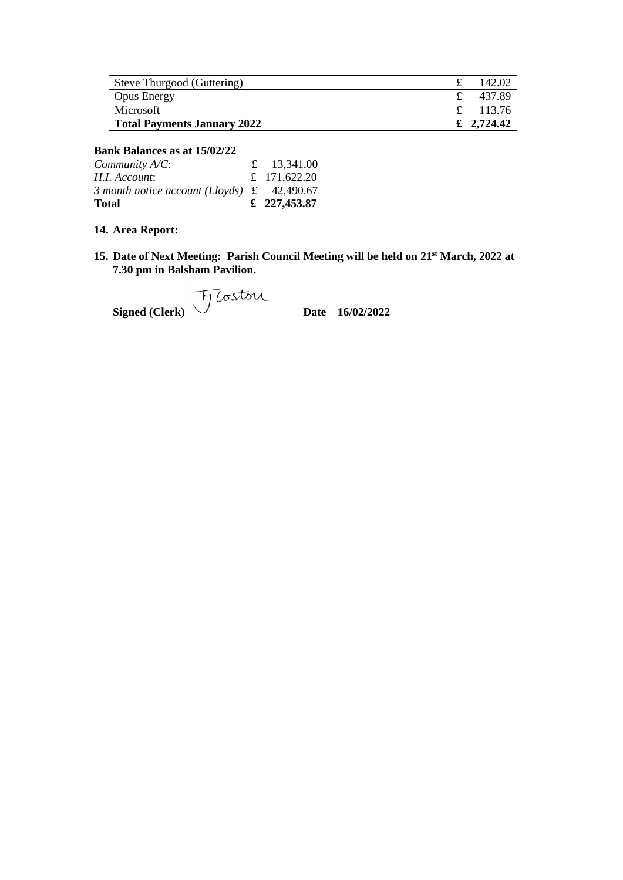| | |
|---|---|
| Steve Thurgood (Guttering) | £ 142.02 |
| Opus Energy | £ 437.89 |
| Microsoft | £ 113.76 |
| **Total Payments January 2022** | **£ 2,724.42** |

**Bank Balances as at 15/02/22**

| | |
|---|---|
| *Community A/C*: | £ 13,341.00 |
| *H.I. Account*: | £ 171,622.20 |
| *3 month notice account (Lloyds)* | £ 42,490.67 |
| **Total** | **£ 227,453.87** |

**14. Area Report:**

**15. Date of Next Meeting: Parish Council Meeting will be held on 21st March, 2022 at 7.30 pm in Balsham Pavilion.**

**Signed (Clerk)** F J Coston **Date 16/02/2022**